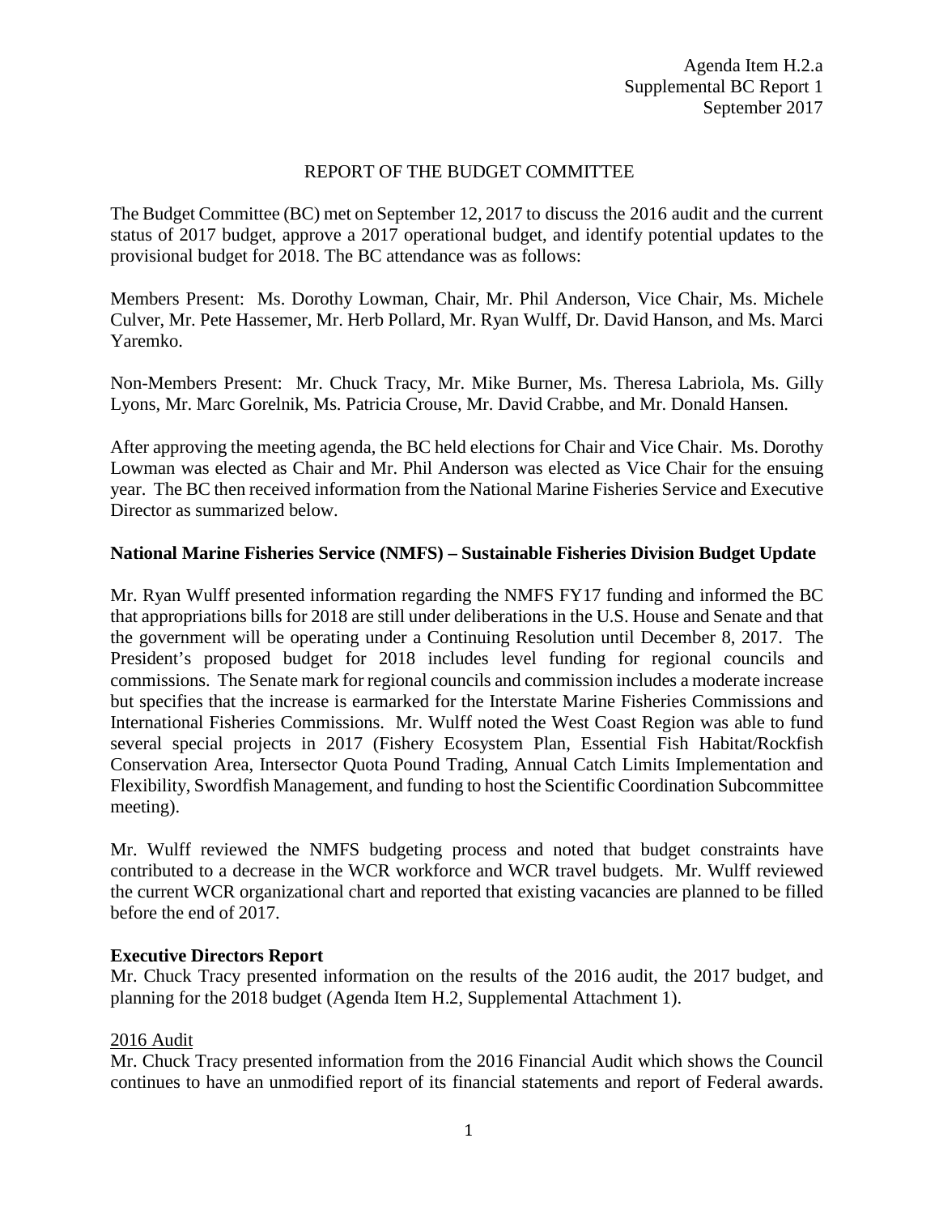Agenda Item H.2.a
Supplemental BC Report 1
September 2017

# REPORT OF THE BUDGET COMMITTEE

The Budget Committee (BC) met on September 12, 2017 to discuss the 2016 audit and the current status of 2017 budget, approve a 2017 operational budget, and identify potential updates to the provisional budget for 2018. The BC attendance was as follows:

Members Present: Ms. Dorothy Lowman, Chair, Mr. Phil Anderson, Vice Chair, Ms. Michele Culver, Mr. Pete Hassemer, Mr. Herb Pollard, Mr. Ryan Wulff, Dr. David Hanson, and Ms. Marci Yaremko.

Non-Members Present: Mr. Chuck Tracy, Mr. Mike Burner, Ms. Theresa Labriola, Ms. Gilly Lyons, Mr. Marc Gorelnik, Ms. Patricia Crouse, Mr. David Crabbe, and Mr. Donald Hansen.

After approving the meeting agenda, the BC held elections for Chair and Vice Chair. Ms. Dorothy Lowman was elected as Chair and Mr. Phil Anderson was elected as Vice Chair for the ensuing year. The BC then received information from the National Marine Fisheries Service and Executive Director as summarized below.

## National Marine Fisheries Service (NMFS) – Sustainable Fisheries Division Budget Update

Mr. Ryan Wulff presented information regarding the NMFS FY17 funding and informed the BC that appropriations bills for 2018 are still under deliberations in the U.S. House and Senate and that the government will be operating under a Continuing Resolution until December 8, 2017. The President's proposed budget for 2018 includes level funding for regional councils and commissions. The Senate mark for regional councils and commission includes a moderate increase but specifies that the increase is earmarked for the Interstate Marine Fisheries Commissions and International Fisheries Commissions. Mr. Wulff noted the West Coast Region was able to fund several special projects in 2017 (Fishery Ecosystem Plan, Essential Fish Habitat/Rockfish Conservation Area, Intersector Quota Pound Trading, Annual Catch Limits Implementation and Flexibility, Swordfish Management, and funding to host the Scientific Coordination Subcommittee meeting).

Mr. Wulff reviewed the NMFS budgeting process and noted that budget constraints have contributed to a decrease in the WCR workforce and WCR travel budgets. Mr. Wulff reviewed the current WCR organizational chart and reported that existing vacancies are planned to be filled before the end of 2017.

## Executive Directors Report

Mr. Chuck Tracy presented information on the results of the 2016 audit, the 2017 budget, and planning for the 2018 budget (Agenda Item H.2, Supplemental Attachment 1).

### 2016 Audit

Mr. Chuck Tracy presented information from the 2016 Financial Audit which shows the Council continues to have an unmodified report of its financial statements and report of Federal awards.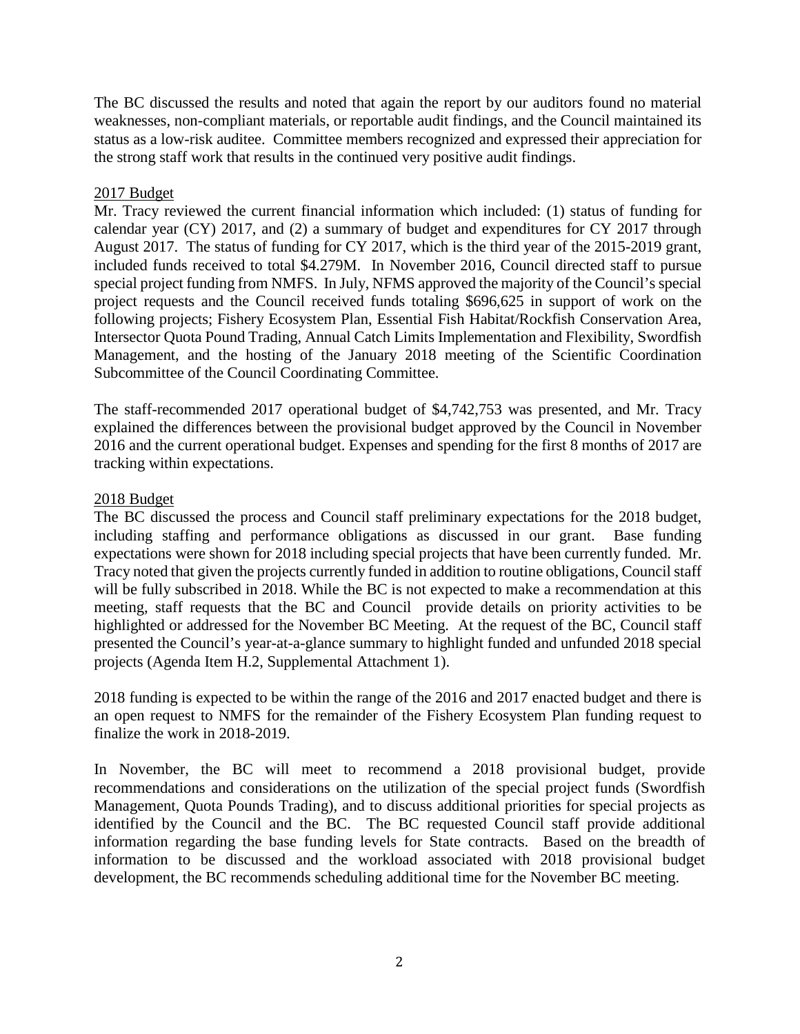The BC discussed the results and noted that again the report by our auditors found no material weaknesses, non-compliant materials, or reportable audit findings, and the Council maintained its status as a low-risk auditee. Committee members recognized and expressed their appreciation for the strong staff work that results in the continued very positive audit findings.

## 2017 Budget

Mr. Tracy reviewed the current financial information which included: (1) status of funding for calendar year (CY) 2017, and (2) a summary of budget and expenditures for CY 2017 through August 2017. The status of funding for CY 2017, which is the third year of the 2015-2019 grant, included funds received to total $4.279M. In November 2016, Council directed staff to pursue special project funding from NMFS. In July, NFMS approved the majority of the Council's special project requests and the Council received funds totaling $696,625 in support of work on the following projects; Fishery Ecosystem Plan, Essential Fish Habitat/Rockfish Conservation Area, Intersector Quota Pound Trading, Annual Catch Limits Implementation and Flexibility, Swordfish Management, and the hosting of the January 2018 meeting of the Scientific Coordination Subcommittee of the Council Coordinating Committee.

The staff-recommended 2017 operational budget of $4,742,753 was presented, and Mr. Tracy explained the differences between the provisional budget approved by the Council in November 2016 and the current operational budget. Expenses and spending for the first 8 months of 2017 are tracking within expectations.

## 2018 Budget

The BC discussed the process and Council staff preliminary expectations for the 2018 budget, including staffing and performance obligations as discussed in our grant. Base funding expectations were shown for 2018 including special projects that have been currently funded. Mr. Tracy noted that given the projects currently funded in addition to routine obligations, Council staff will be fully subscribed in 2018. While the BC is not expected to make a recommendation at this meeting, staff requests that the BC and Council provide details on priority activities to be highlighted or addressed for the November BC Meeting. At the request of the BC, Council staff presented the Council's year-at-a-glance summary to highlight funded and unfunded 2018 special projects (Agenda Item H.2, Supplemental Attachment 1).

2018 funding is expected to be within the range of the 2016 and 2017 enacted budget and there is an open request to NMFS for the remainder of the Fishery Ecosystem Plan funding request to finalize the work in 2018-2019.

In November, the BC will meet to recommend a 2018 provisional budget, provide recommendations and considerations on the utilization of the special project funds (Swordfish Management, Quota Pounds Trading), and to discuss additional priorities for special projects as identified by the Council and the BC. The BC requested Council staff provide additional information regarding the base funding levels for State contracts. Based on the breadth of information to be discussed and the workload associated with 2018 provisional budget development, the BC recommends scheduling additional time for the November BC meeting.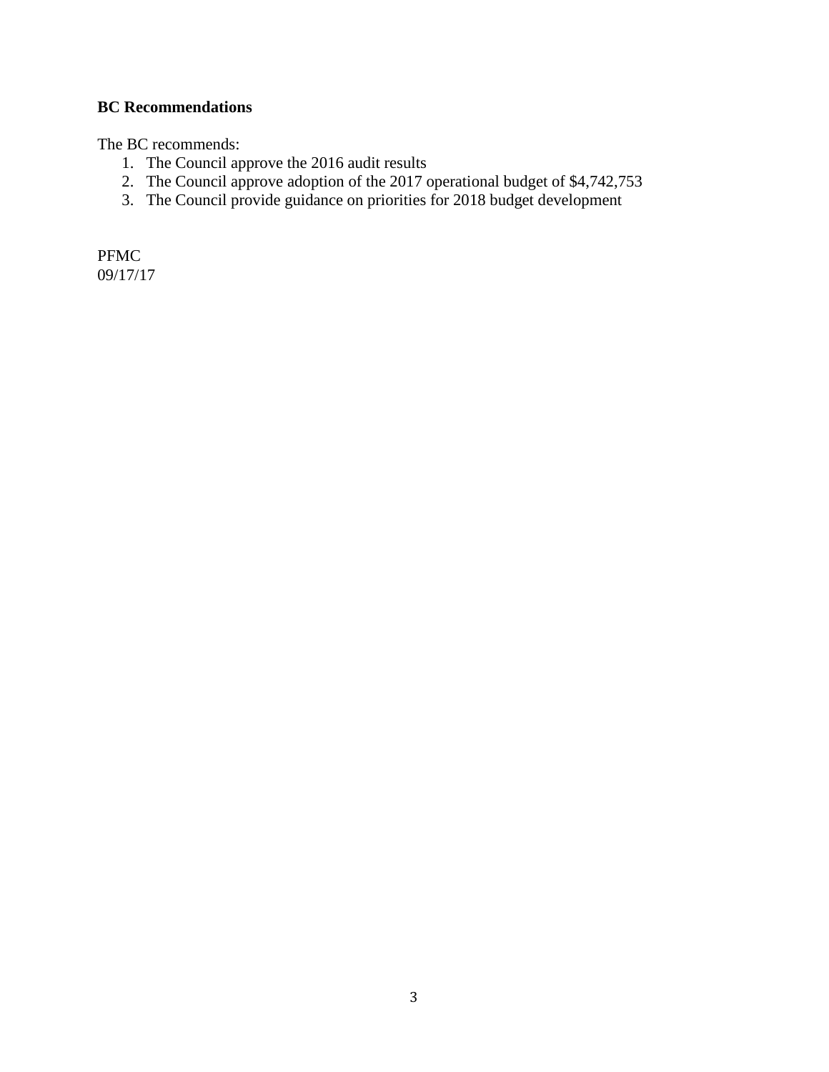**BC Recommendations**

The BC recommends:

1. The Council approve the 2016 audit results
2. The Council approve adoption of the 2017 operational budget of $4,742,753
3. The Council provide guidance on priorities for 2018 budget development

PFMC
09/17/17